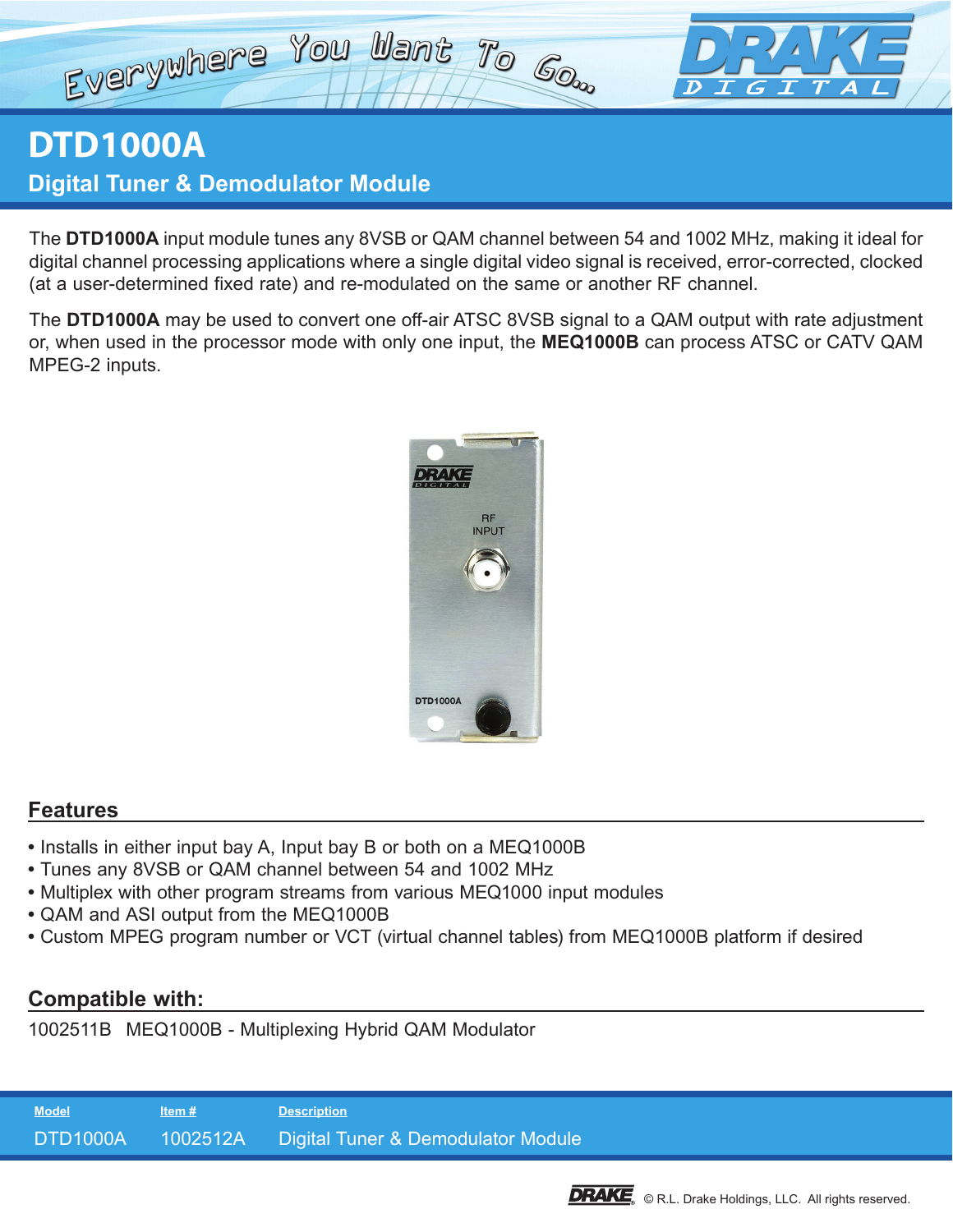# DTD1000A

## Digital Tuner & Demodulator Module

The **DTD1000A** input module tunes any 8VSB or QAM channel between 54 and 1002 MHz, making it ideal for digital channel processing applications where a single digital video signal is received, error-corrected, clocked (at a user-determined fixed rate) and re-modulated on the same or another RF channel.

The **DTD1000A** may be used to convert one off-air ATSC 8VSB signal to a QAM output with rate adjustment or, when used in the processor mode with only one input, the **MEQ1000B** can process ATSC or CATV QAM MPEG-2 inputs.

## Features

- Installs in either input bay A, Input bay B or both on a MEQ1000B
- Tunes any 8VSB or QAM channel between 54 and 1002 MHz
- Multiplex with other program streams from various MEQ1000 input modules
- QAM and ASI output from the MEQ1000B
- Custom MPEG program number or VCT (virtual channel tables) from MEQ1000B platform if desired

## Compatible with:

1002511B MEQ1000B - Multiplexing Hybrid QAM Modulator

| Model | Item # | Description |
|---|---|---|
| DTD1000A | 1002512A | Digital Tuner & Demodulator Module |

© R.L. Drake Holdings, LLC. All rights reserved.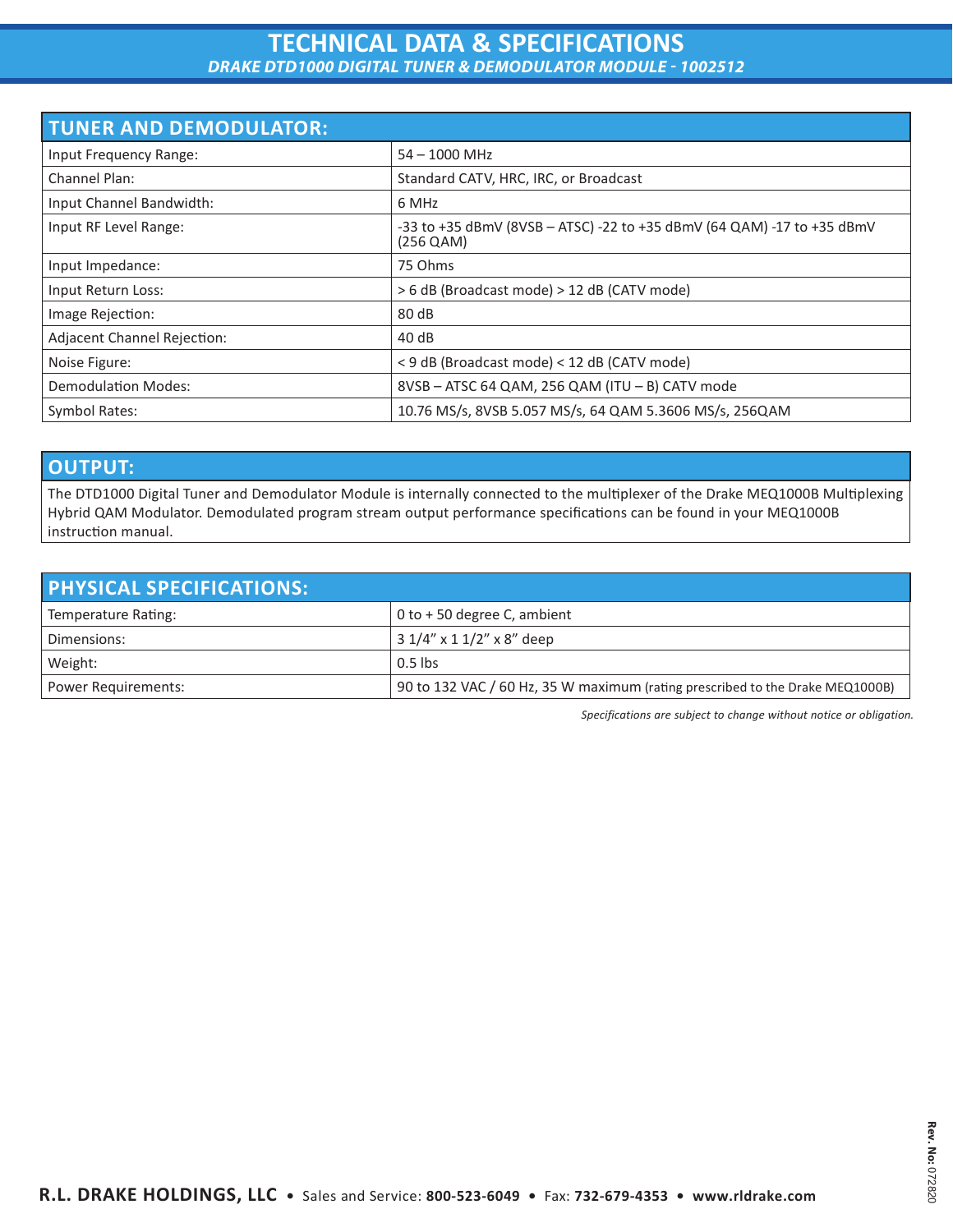# TECHNICAL DATA & SPECIFICATIONS

***DRAKE DTD1000 DIGITAL TUNER & DEMODULATOR MODULE - 1002512***

## TUNER AND DEMODULATOR:

| | |
|---|---|
| Input Frequency Range: | 54 – 1000 MHz |
| Channel Plan: | Standard CATV, HRC, IRC, or Broadcast |
| Input Channel Bandwidth: | 6 MHz |
| Input RF Level Range: | -33 to +35 dBmV (8VSB – ATSC) -22 to +35 dBmV (64 QAM) -17 to +35 dBmV (256 QAM) |
| Input Impedance: | 75 Ohms |
| Input Return Loss: | > 6 dB (Broadcast mode) > 12 dB (CATV mode) |
| Image Rejection: | 80 dB |
| Adjacent Channel Rejection: | 40 dB |
| Noise Figure: | < 9 dB (Broadcast mode) < 12 dB (CATV mode) |
| Demodulation Modes: | 8VSB – ATSC 64 QAM, 256 QAM (ITU – B) CATV mode |
| Symbol Rates: | 10.76 MS/s, 8VSB 5.057 MS/s, 64 QAM 5.3606 MS/s, 256QAM |

## OUTPUT:

The DTD1000 Digital Tuner and Demodulator Module is internally connected to the multiplexer of the Drake MEQ1000B Multiplexing Hybrid QAM Modulator. Demodulated program stream output performance specifications can be found in your MEQ1000B instruction manual.

## PHYSICAL SPECIFICATIONS:

| | |
|---|---|
| Temperature Rating: | 0 to + 50 degree C, ambient |
| Dimensions: | 3 1/4" x 1 1/2" x 8" deep |
| Weight: | 0.5 lbs |
| Power Requirements: | 90 to 132 VAC / 60 Hz, 35 W maximum (rating prescribed to the Drake MEQ1000B) |

*Specifications are subject to change without notice or obligation.*

**R.L. DRAKE HOLDINGS, LLC** • Sales and Service: **800-523-6049** • Fax: **732-679-4353** • **www.rldrake.com**

**Rev. No:** 072820